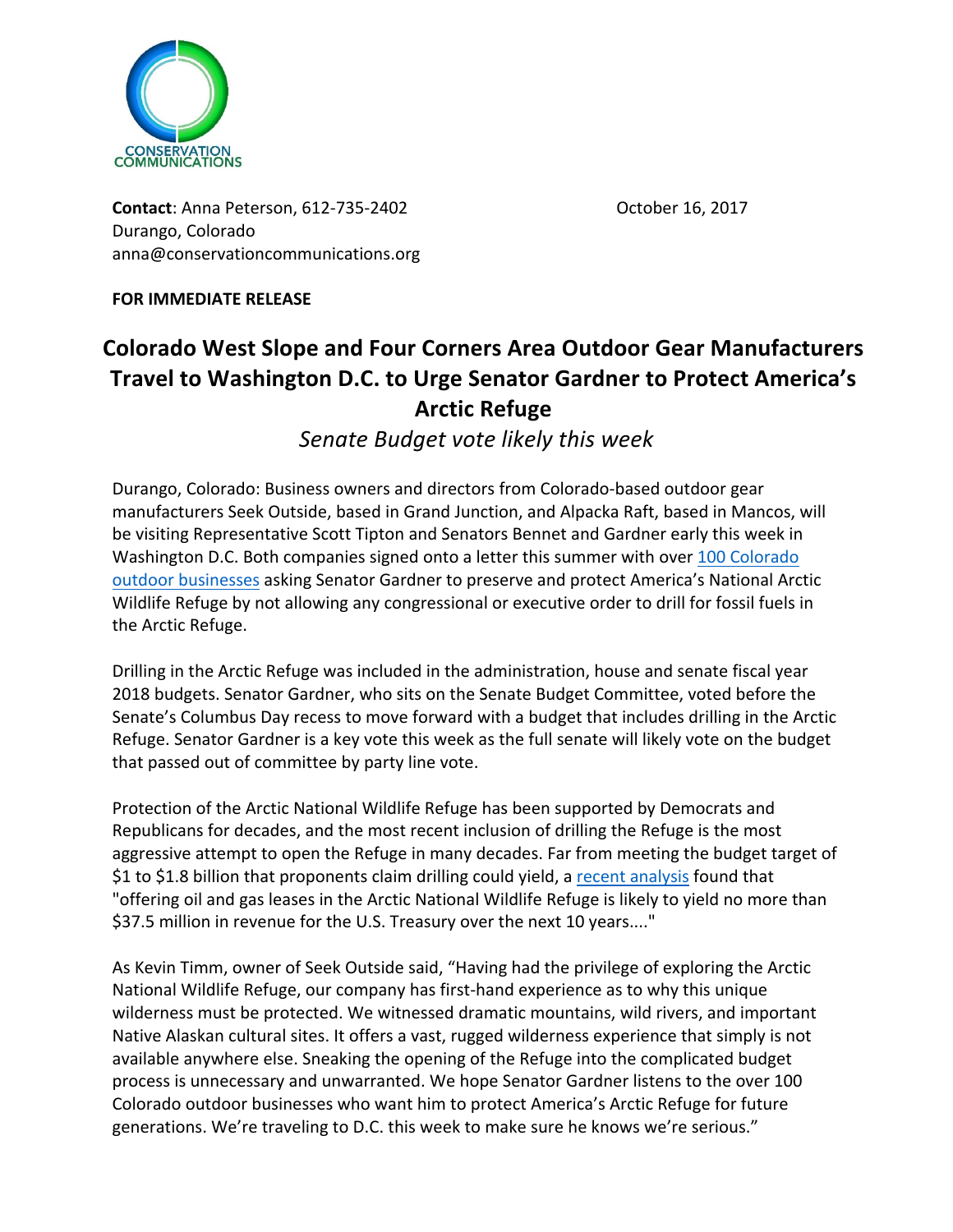CONSERVATION COMMUNICATIONS

**Contact**: Anna Peterson, 612-735-2402 
Durango, Colorado 
anna@conservationcommunications.org

October 16, 2017

**FOR IMMEDIATE RELEASE**

# Colorado West Slope and Four Corners Area Outdoor Gear Manufacturers Travel to Washington D.C. to Urge Senator Gardner to Protect America's Arctic Refuge

*Senate Budget vote likely this week*

Durango, Colorado: Business owners and directors from Colorado-based outdoor gear manufacturers Seek Outside, based in Grand Junction, and Alpacka Raft, based in Mancos, will be visiting Representative Scott Tipton and Senators Bennet and Gardner early this week in Washington D.C. Both companies signed onto a letter this summer with over 100 Colorado outdoor businesses asking Senator Gardner to preserve and protect America's National Arctic Wildlife Refuge by not allowing any congressional or executive order to drill for fossil fuels in the Arctic Refuge.

Drilling in the Arctic Refuge was included in the administration, house and senate fiscal year 2018 budgets. Senator Gardner, who sits on the Senate Budget Committee, voted before the Senate's Columbus Day recess to move forward with a budget that includes drilling in the Arctic Refuge. Senator Gardner is a key vote this week as the full senate will likely vote on the budget that passed out of committee by party line vote.

Protection of the Arctic National Wildlife Refuge has been supported by Democrats and Republicans for decades, and the most recent inclusion of drilling the Refuge is the most aggressive attempt to open the Refuge in many decades. Far from meeting the budget target of $1 to $1.8 billion that proponents claim drilling could yield, a recent analysis found that "offering oil and gas leases in the Arctic National Wildlife Refuge is likely to yield no more than $37.5 million in revenue for the U.S. Treasury over the next 10 years...."

As Kevin Timm, owner of Seek Outside said, "Having had the privilege of exploring the Arctic National Wildlife Refuge, our company has first-hand experience as to why this unique wilderness must be protected. We witnessed dramatic mountains, wild rivers, and important Native Alaskan cultural sites. It offers a vast, rugged wilderness experience that simply is not available anywhere else. Sneaking the opening of the Refuge into the complicated budget process is unnecessary and unwarranted. We hope Senator Gardner listens to the over 100 Colorado outdoor businesses who want him to protect America's Arctic Refuge for future generations. We're traveling to D.C. this week to make sure he knows we're serious."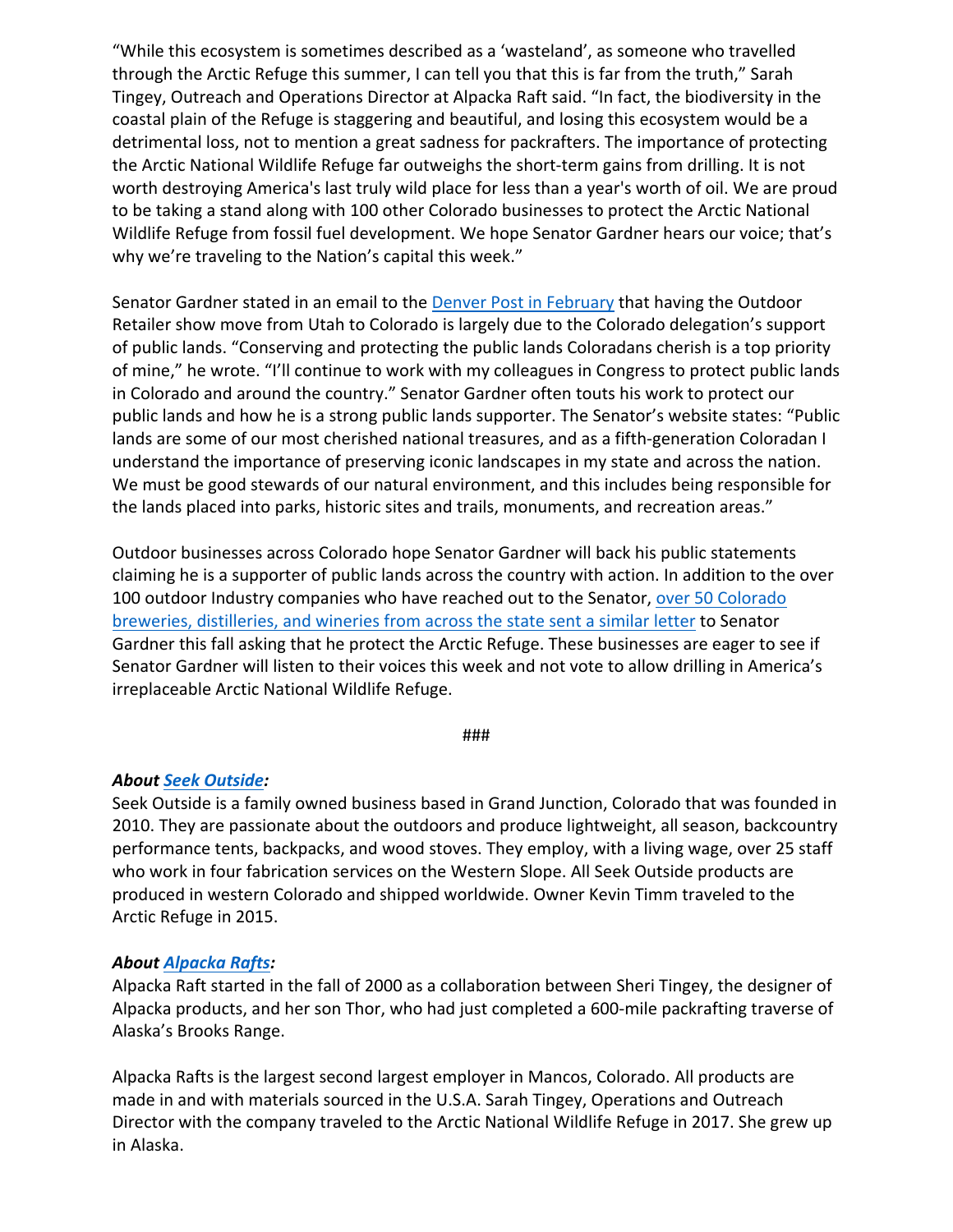"While this ecosystem is sometimes described as a 'wasteland', as someone who travelled through the Arctic Refuge this summer, I can tell you that this is far from the truth," Sarah Tingey, Outreach and Operations Director at Alpacka Raft said. "In fact, the biodiversity in the coastal plain of the Refuge is staggering and beautiful, and losing this ecosystem would be a detrimental loss, not to mention a great sadness for packrafters. The importance of protecting the Arctic National Wildlife Refuge far outweighs the short-term gains from drilling. It is not worth destroying America's last truly wild place for less than a year's worth of oil. We are proud to be taking a stand along with 100 other Colorado businesses to protect the Arctic National Wildlife Refuge from fossil fuel development. We hope Senator Gardner hears our voice; that's why we're traveling to the Nation's capital this week."

Senator Gardner stated in an email to the Denver Post in February that having the Outdoor Retailer show move from Utah to Colorado is largely due to the Colorado delegation's support of public lands. "Conserving and protecting the public lands Coloradans cherish is a top priority of mine," he wrote. "I'll continue to work with my colleagues in Congress to protect public lands in Colorado and around the country." Senator Gardner often touts his work to protect our public lands and how he is a strong public lands supporter. The Senator's website states: "Public lands are some of our most cherished national treasures, and as a fifth-generation Coloradan I understand the importance of preserving iconic landscapes in my state and across the nation. We must be good stewards of our natural environment, and this includes being responsible for the lands placed into parks, historic sites and trails, monuments, and recreation areas."

Outdoor businesses across Colorado hope Senator Gardner will back his public statements claiming he is a supporter of public lands across the country with action. In addition to the over 100 outdoor Industry companies who have reached out to the Senator, over 50 Colorado breweries, distilleries, and wineries from across the state sent a similar letter to Senator Gardner this fall asking that he protect the Arctic Refuge. These businesses are eager to see if Senator Gardner will listen to their voices this week and not vote to allow drilling in America's irreplaceable Arctic National Wildlife Refuge.

###

***About Seek Outside:***
Seek Outside is a family owned business based in Grand Junction, Colorado that was founded in 2010. They are passionate about the outdoors and produce lightweight, all season, backcountry performance tents, backpacks, and wood stoves. They employ, with a living wage, over 25 staff who work in four fabrication services on the Western Slope. All Seek Outside products are produced in western Colorado and shipped worldwide. Owner Kevin Timm traveled to the Arctic Refuge in 2015.

***About Alpacka Rafts:***
Alpacka Raft started in the fall of 2000 as a collaboration between Sheri Tingey, the designer of Alpacka products, and her son Thor, who had just completed a 600-mile packrafting traverse of Alaska's Brooks Range.

Alpacka Rafts is the largest second largest employer in Mancos, Colorado. All products are made in and with materials sourced in the U.S.A. Sarah Tingey, Operations and Outreach Director with the company traveled to the Arctic National Wildlife Refuge in 2017. She grew up in Alaska.